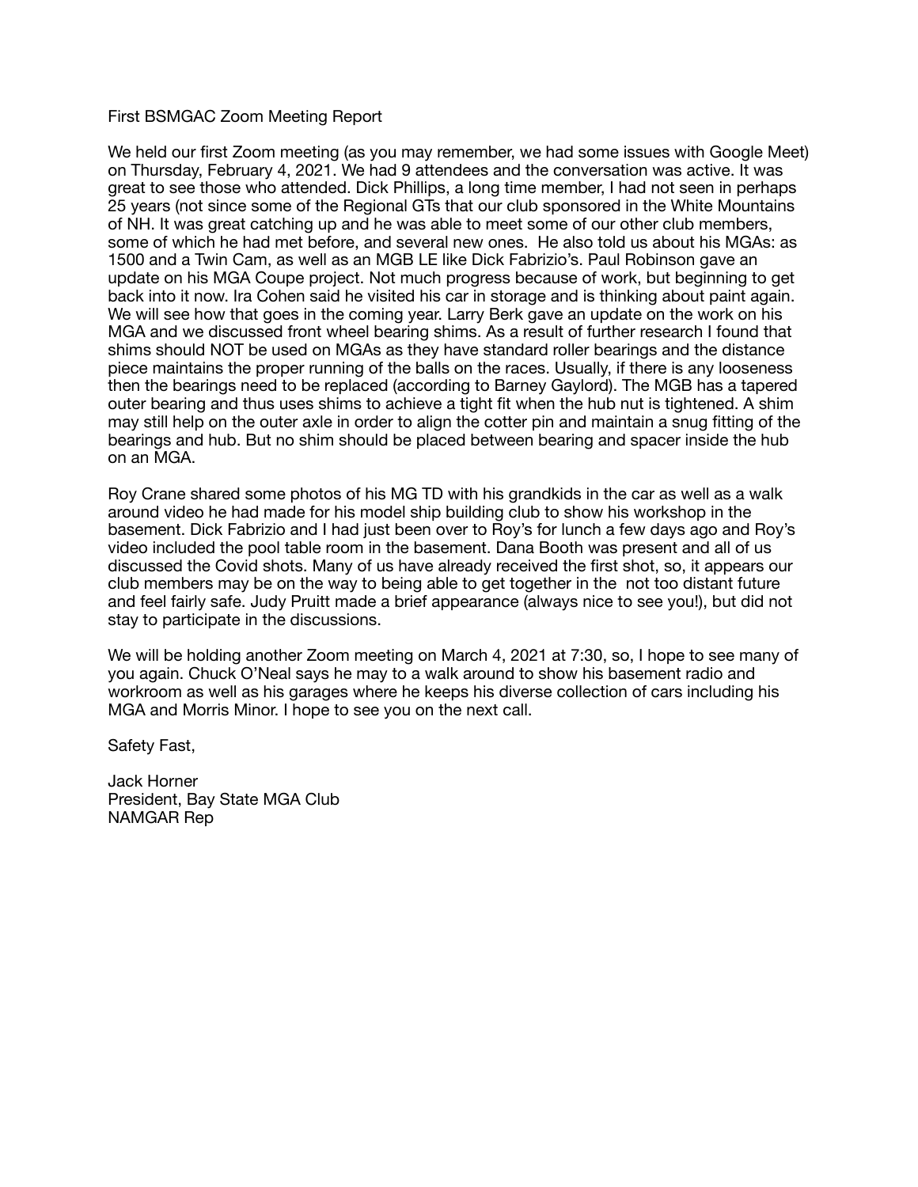First BSMGAC Zoom Meeting Report

We held our first Zoom meeting (as you may remember, we had some issues with Google Meet) on Thursday, February 4, 2021. We had 9 attendees and the conversation was active. It was great to see those who attended. Dick Phillips, a long time member, I had not seen in perhaps 25 years (not since some of the Regional GTs that our club sponsored in the White Mountains of NH. It was great catching up and he was able to meet some of our other club members, some of which he had met before, and several new ones. He also told us about his MGAs: as 1500 and a Twin Cam, as well as an MGB LE like Dick Fabrizio's. Paul Robinson gave an update on his MGA Coupe project. Not much progress because of work, but beginning to get back into it now. Ira Cohen said he visited his car in storage and is thinking about paint again. We will see how that goes in the coming year. Larry Berk gave an update on the work on his MGA and we discussed front wheel bearing shims. As a result of further research I found that shims should NOT be used on MGAs as they have standard roller bearings and the distance piece maintains the proper running of the balls on the races. Usually, if there is any looseness then the bearings need to be replaced (according to Barney Gaylord). The MGB has a tapered outer bearing and thus uses shims to achieve a tight fit when the hub nut is tightened. A shim may still help on the outer axle in order to align the cotter pin and maintain a snug fitting of the bearings and hub. But no shim should be placed between bearing and spacer inside the hub on an MGA.

Roy Crane shared some photos of his MG TD with his grandkids in the car as well as a walk around video he had made for his model ship building club to show his workshop in the basement. Dick Fabrizio and I had just been over to Roy's for lunch a few days ago and Roy's video included the pool table room in the basement. Dana Booth was present and all of us discussed the Covid shots. Many of us have already received the first shot, so, it appears our club members may be on the way to being able to get together in the not too distant future and feel fairly safe. Judy Pruitt made a brief appearance (always nice to see you!), but did not stay to participate in the discussions.

We will be holding another Zoom meeting on March 4, 2021 at 7:30, so, I hope to see many of you again. Chuck O'Neal says he may to a walk around to show his basement radio and workroom as well as his garages where he keeps his diverse collection of cars including his MGA and Morris Minor. I hope to see you on the next call.

Safety Fast,

Jack Horner  
President, Bay State MGA Club  
NAMGAR Rep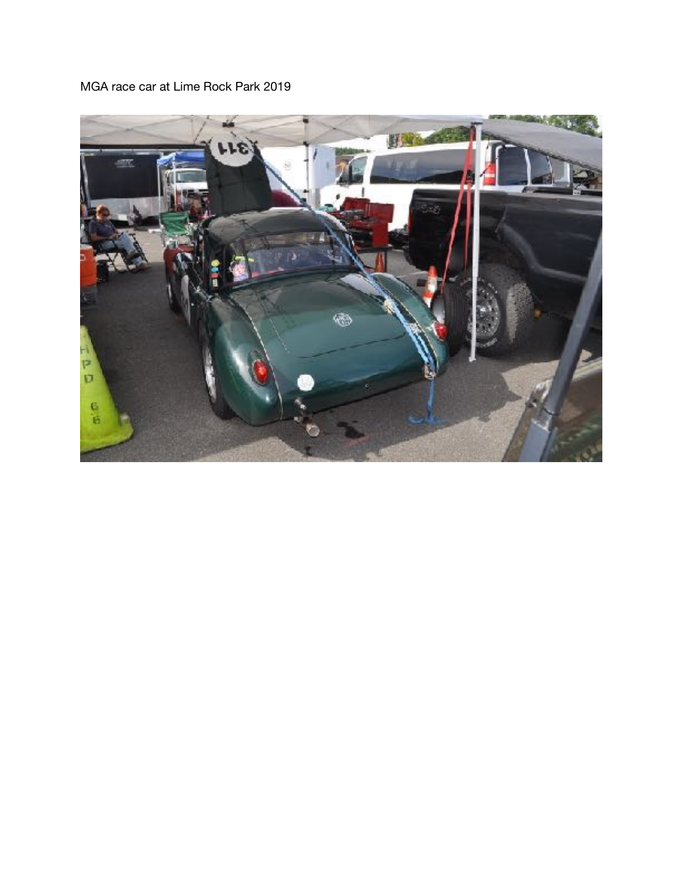MGA race car at Lime Rock Park 2019